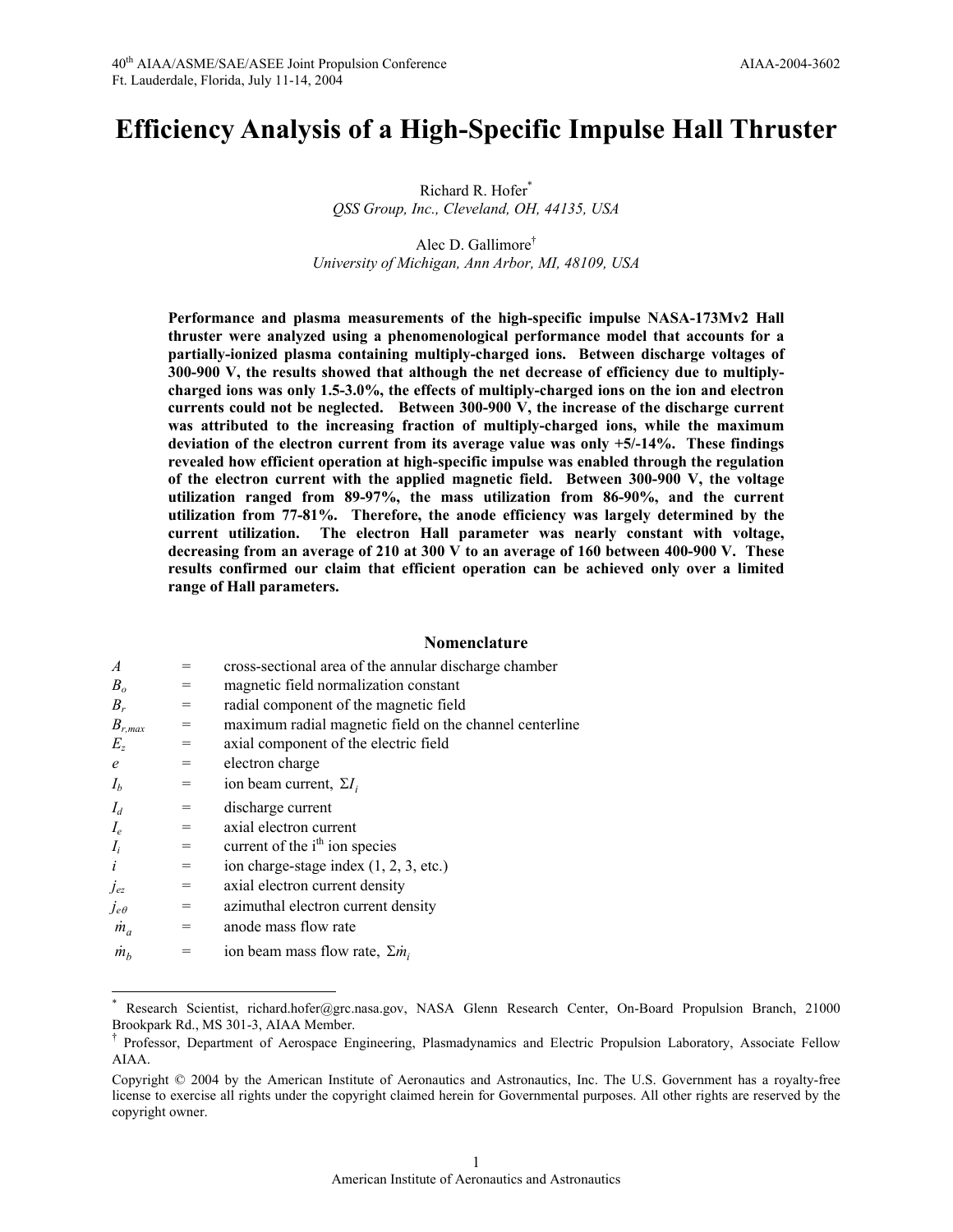40th AIAA/ASME/SAE/ASEE Joint Propulsion Conference
Ft. Lauderdale, Florida, July 11-14, 2004

AIAA-2004-3602

# Efficiency Analysis of a High-Specific Impulse Hall Thruster

Richard R. Hofer[*]
*QSS Group, Inc., Cleveland, OH, 44135, USA*

Alec D. Gallimore[†]
*University of Michigan, Ann Arbor, MI, 48109, USA*

**Performance and plasma measurements of the high-specific impulse NASA-173Mv2 Hall thruster were analyzed using a phenomenological performance model that accounts for a partially-ionized plasma containing multiply-charged ions. Between discharge voltages of 300-900 V, the results showed that although the net decrease of efficiency due to multiply-charged ions was only 1.5-3.0%, the effects of multiply-charged ions on the ion and electron currents could not be neglected. Between 300-900 V, the increase of the discharge current was attributed to the increasing fraction of multiply-charged ions, while the maximum deviation of the electron current from its average value was only +5/-14%. These findings revealed how efficient operation at high-specific impulse was enabled through the regulation of the electron current with the applied magnetic field. Between 300-900 V, the voltage utilization ranged from 89-97%, the mass utilization from 86-90%, and the current utilization from 77-81%. Therefore, the anode efficiency was largely determined by the current utilization. The electron Hall parameter was nearly constant with voltage, decreasing from an average of 210 at 300 V to an average of 160 between 400-900 V. These results confirmed our claim that efficient operation can be achieved only over a limited range of Hall parameters.**

## Nomenclature

| | | |
|---|---|---|
| $A$ | = | cross-sectional area of the annular discharge chamber |
| $B_o$ | = | magnetic field normalization constant |
| $B_r$ | = | radial component of the magnetic field |
| $B_{r,max}$ | = | maximum radial magnetic field on the channel centerline |
| $E_z$ | = | axial component of the electric field |
| $e$ | = | electron charge |
| $I_b$ | = | ion beam current, $\Sigma I_i$ |
| $I_d$ | = | discharge current |
| $I_e$ | = | axial electron current |
| $I_i$ | = | current of the i[th] ion species |
| $i$ | = | ion charge-stage index (1, 2, 3, etc.) |
| $j_{ez}$ | = | axial electron current density |
| $j_{e\theta}$ | = | azimuthal electron current density |
| $\dot{m}_a$ | = | anode mass flow rate |
| $\dot{m}_b$ | = | ion beam mass flow rate, $\Sigma \dot{m}_i$ |

[*] Research Scientist, richard.hofer@grc.nasa.gov, NASA Glenn Research Center, On-Board Propulsion Branch, 21000 Brookpark Rd., MS 301-3, AIAA Member.

[†] Professor, Department of Aerospace Engineering, Plasmadynamics and Electric Propulsion Laboratory, Associate Fellow AIAA.

Copyright © 2004 by the American Institute of Aeronautics and Astronautics, Inc. The U.S. Government has a royalty-free license to exercise all rights under the copyright claimed herein for Governmental purposes. All other rights are reserved by the copyright owner.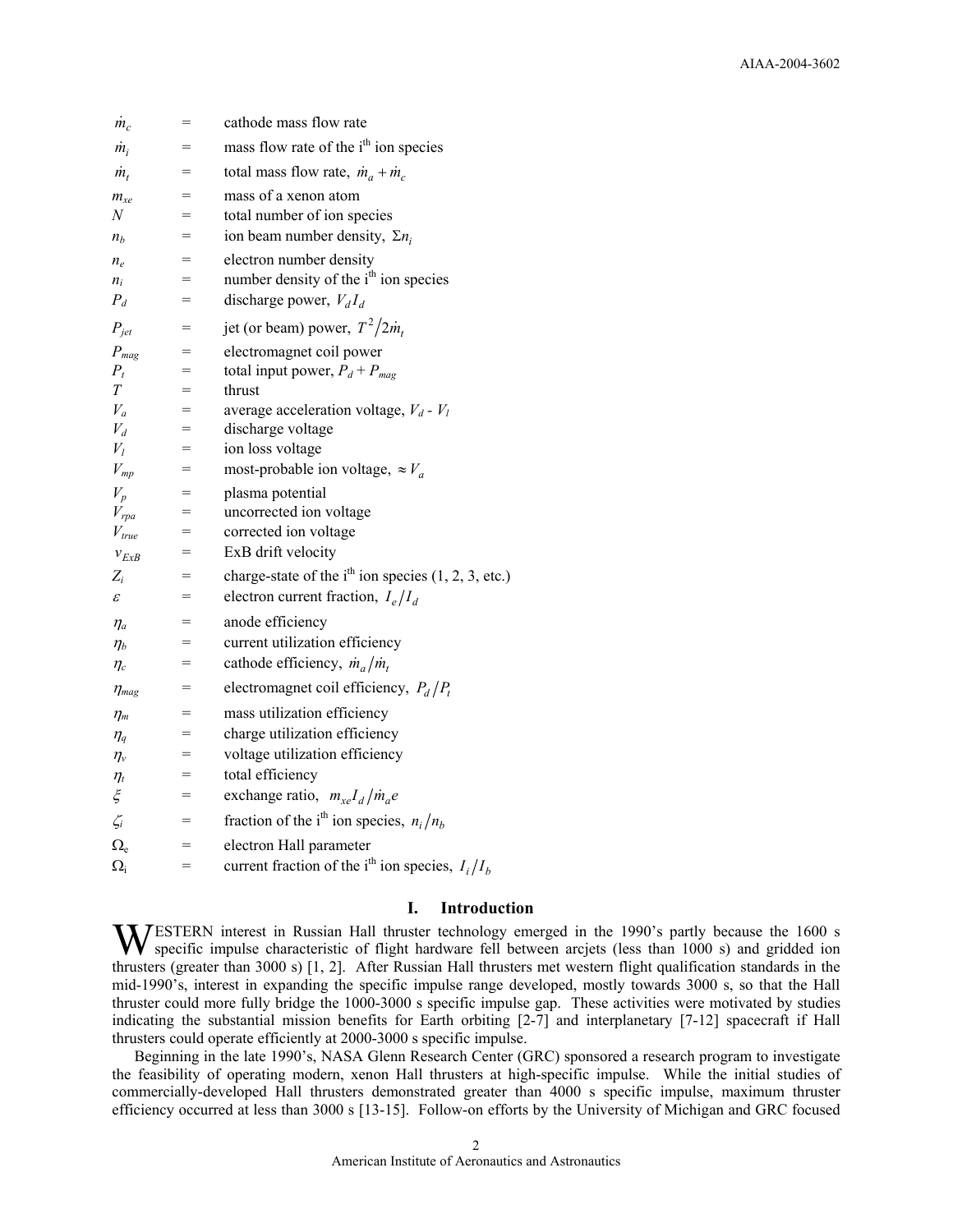| | | |
|---|---|---|
| $\dot{m}_c$ | = | cathode mass flow rate |
| $\dot{m}_i$ | = | mass flow rate of the i$^{th}$ ion species |
| $\dot{m}_t$ | = | total mass flow rate, $\dot{m}_a + \dot{m}_c$ |
| $m_{xe}$ | = | mass of a xenon atom |
| $N$ | = | total number of ion species |
| $n_b$ | = | ion beam number density, $\Sigma n_i$ |
| $n_e$ | = | electron number density |
| $n_i$ | = | number density of the i$^{th}$ ion species |
| $P_d$ | = | discharge power, $V_d I_d$ |
| $P_{jet}$ | = | jet (or beam) power, $T^2 / 2\dot{m}_t$ |
| $P_{mag}$ | = | electromagnet coil power |
| $P_t$ | = | total input power, $P_d + P_{mag}$ |
| $T$ | = | thrust |
| $V_a$ | = | average acceleration voltage, $V_d$ - $V_l$ |
| $V_d$ | = | discharge voltage |
| $V_l$ | = | ion loss voltage |
| $V_{mp}$ | = | most-probable ion voltage, $\approx V_a$ |
| $V_p$ | = | plasma potential |
| $V_{rpa}$ | = | uncorrected ion voltage |
| $V_{true}$ | = | corrected ion voltage |
| $v_{ExB}$ | = | ExB drift velocity |
| $Z_i$ | = | charge-state of the i$^{th}$ ion species (1, 2, 3, etc.) |
| $\varepsilon$ | = | electron current fraction, $I_e / I_d$ |
| $\eta_a$ | = | anode efficiency |
| $\eta_b$ | = | current utilization efficiency |
| $\eta_c$ | = | cathode efficiency, $\dot{m}_a / \dot{m}_t$ |
| $\eta_{mag}$ | = | electromagnet coil efficiency, $P_d / P_t$ |
| $\eta_m$ | = | mass utilization efficiency |
| $\eta_q$ | = | charge utilization efficiency |
| $\eta_v$ | = | voltage utilization efficiency |
| $\eta_t$ | = | total efficiency |
| $\xi$ | = | exchange ratio, $m_{xe} I_d / \dot{m}_a e$ |
| $\zeta_i$ | = | fraction of the i$^{th}$ ion species, $n_i / n_b$ |
| $\Omega_e$ | = | electron Hall parameter |
| $\Omega_i$ | = | current fraction of the i$^{th}$ ion species, $I_i / I_b$ |

## I. Introduction

WESTERN interest in Russian Hall thruster technology emerged in the 1990's partly because the 1600 s specific impulse characteristic of flight hardware fell between arcjets (less than 1000 s) and gridded ion thrusters (greater than 3000 s) [1, 2]. After Russian Hall thrusters met western flight qualification standards in the mid-1990's, interest in expanding the specific impulse range developed, mostly towards 3000 s, so that the Hall thruster could more fully bridge the 1000-3000 s specific impulse gap. These activities were motivated by studies indicating the substantial mission benefits for Earth orbiting [2-7] and interplanetary [7-12] spacecraft if Hall thrusters could operate efficiently at 2000-3000 s specific impulse.

Beginning in the late 1990's, NASA Glenn Research Center (GRC) sponsored a research program to investigate the feasibility of operating modern, xenon Hall thrusters at high-specific impulse. While the initial studies of commercially-developed Hall thrusters demonstrated greater than 4000 s specific impulse, maximum thruster efficiency occurred at less than 3000 s [13-15]. Follow-on efforts by the University of Michigan and GRC focused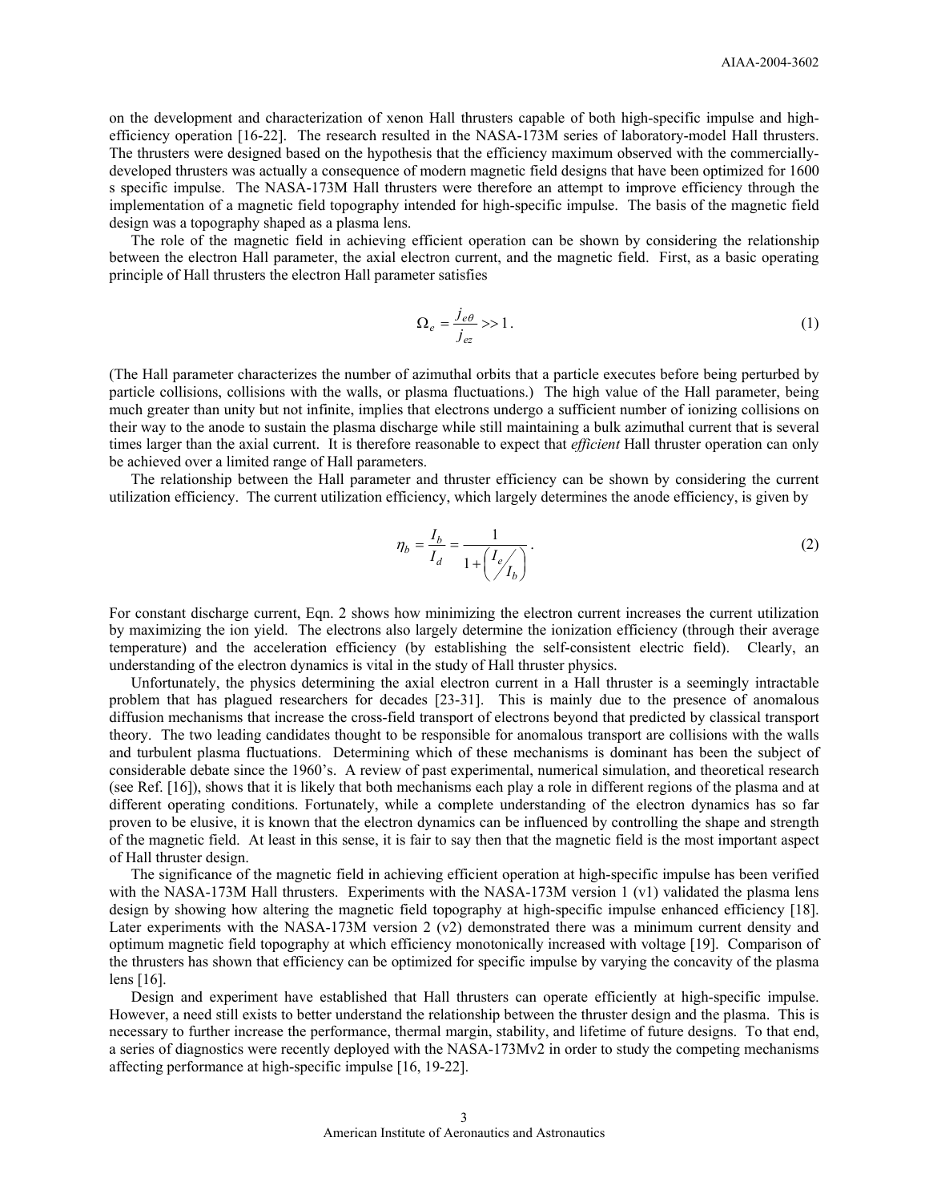on the development and characterization of xenon Hall thrusters capable of both high-specific impulse and high-efficiency operation [16-22]. The research resulted in the NASA-173M series of laboratory-model Hall thrusters. The thrusters were designed based on the hypothesis that the efficiency maximum observed with the commercially-developed thrusters was actually a consequence of modern magnetic field designs that have been optimized for 1600 s specific impulse. The NASA-173M Hall thrusters were therefore an attempt to improve efficiency through the implementation of a magnetic field topography intended for high-specific impulse. The basis of the magnetic field design was a topography shaped as a plasma lens.

The role of the magnetic field in achieving efficient operation can be shown by considering the relationship between the electron Hall parameter, the axial electron current, and the magnetic field. First, as a basic operating principle of Hall thrusters the electron Hall parameter satisfies

$$\Omega_e = \frac{j_{e\theta}}{j_{ez}} >> 1. \tag{1}$$

(The Hall parameter characterizes the number of azimuthal orbits that a particle executes before being perturbed by particle collisions, collisions with the walls, or plasma fluctuations.) The high value of the Hall parameter, being much greater than unity but not infinite, implies that electrons undergo a sufficient number of ionizing collisions on their way to the anode to sustain the plasma discharge while still maintaining a bulk azimuthal current that is several times larger than the axial current. It is therefore reasonable to expect that *efficient* Hall thruster operation can only be achieved over a limited range of Hall parameters.

The relationship between the Hall parameter and thruster efficiency can be shown by considering the current utilization efficiency. The current utilization efficiency, which largely determines the anode efficiency, is given by

$$\eta_b = \frac{I_b}{I_d} = \frac{1}{1 + \left( I_e \middle/ I_b \right)}. \tag{2}$$

For constant discharge current, Eqn. 2 shows how minimizing the electron current increases the current utilization by maximizing the ion yield. The electrons also largely determine the ionization efficiency (through their average temperature) and the acceleration efficiency (by establishing the self-consistent electric field). Clearly, an understanding of the electron dynamics is vital in the study of Hall thruster physics.

Unfortunately, the physics determining the axial electron current in a Hall thruster is a seemingly intractable problem that has plagued researchers for decades [23-31]. This is mainly due to the presence of anomalous diffusion mechanisms that increase the cross-field transport of electrons beyond that predicted by classical transport theory. The two leading candidates thought to be responsible for anomalous transport are collisions with the walls and turbulent plasma fluctuations. Determining which of these mechanisms is dominant has been the subject of considerable debate since the 1960's. A review of past experimental, numerical simulation, and theoretical research (see Ref. [16]), shows that it is likely that both mechanisms each play a role in different regions of the plasma and at different operating conditions. Fortunately, while a complete understanding of the electron dynamics has so far proven to be elusive, it is known that the electron dynamics can be influenced by controlling the shape and strength of the magnetic field. At least in this sense, it is fair to say then that the magnetic field is the most important aspect of Hall thruster design.

The significance of the magnetic field in achieving efficient operation at high-specific impulse has been verified with the NASA-173M Hall thrusters. Experiments with the NASA-173M version 1 (v1) validated the plasma lens design by showing how altering the magnetic field topography at high-specific impulse enhanced efficiency [18]. Later experiments with the NASA-173M version 2 (v2) demonstrated there was a minimum current density and optimum magnetic field topography at which efficiency monotonically increased with voltage [19]. Comparison of the thrusters has shown that efficiency can be optimized for specific impulse by varying the concavity of the plasma lens [16].

Design and experiment have established that Hall thrusters can operate efficiently at high-specific impulse. However, a need still exists to better understand the relationship between the thruster design and the plasma. This is necessary to further increase the performance, thermal margin, stability, and lifetime of future designs. To that end, a series of diagnostics were recently deployed with the NASA-173Mv2 in order to study the competing mechanisms affecting performance at high-specific impulse [16, 19-22].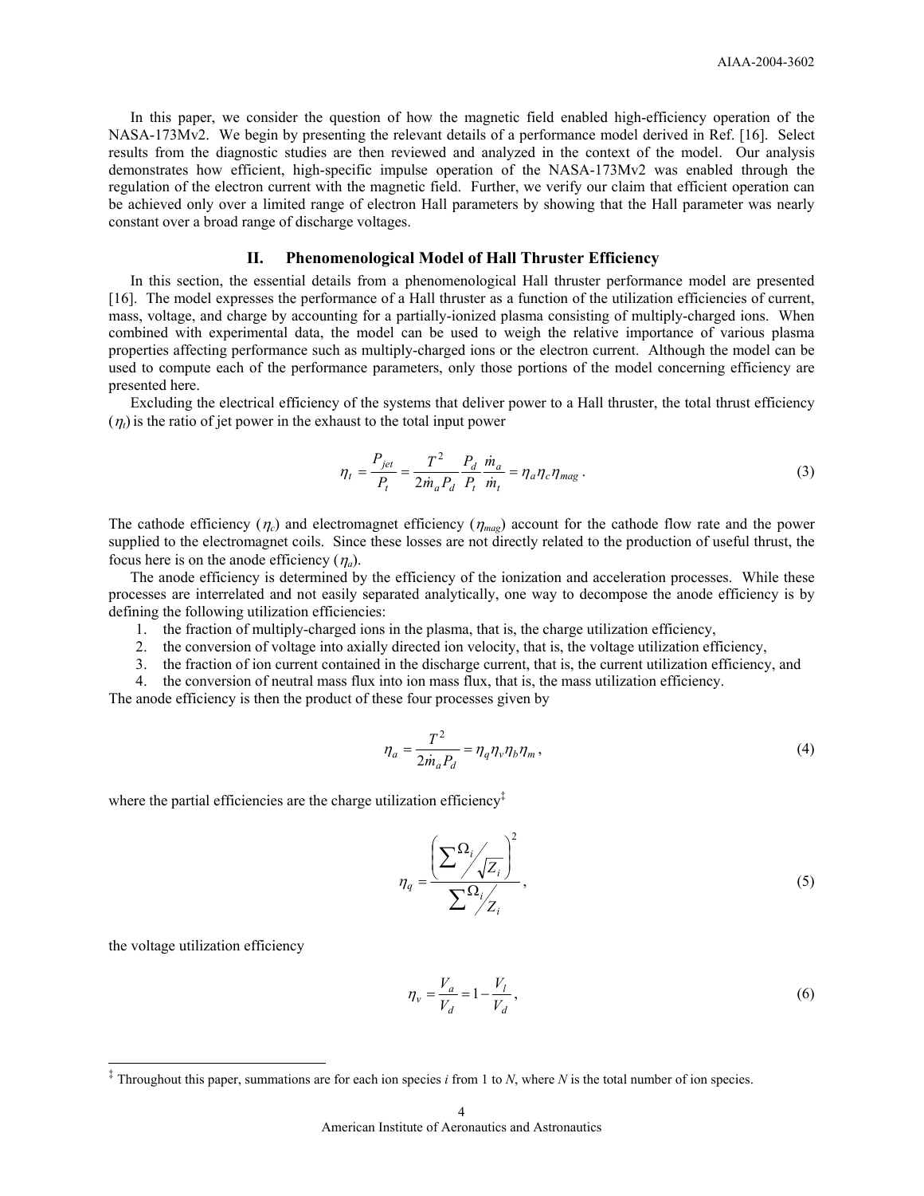In this paper, we consider the question of how the magnetic field enabled high-efficiency operation of the NASA-173Mv2. We begin by presenting the relevant details of a performance model derived in Ref. [16]. Select results from the diagnostic studies are then reviewed and analyzed in the context of the model. Our analysis demonstrates how efficient, high-specific impulse operation of the NASA-173Mv2 was enabled through the regulation of the electron current with the magnetic field. Further, we verify our claim that efficient operation can be achieved only over a limited range of electron Hall parameters by showing that the Hall parameter was nearly constant over a broad range of discharge voltages.

## II. Phenomenological Model of Hall Thruster Efficiency

In this section, the essential details from a phenomenological Hall thruster performance model are presented [16]. The model expresses the performance of a Hall thruster as a function of the utilization efficiencies of current, mass, voltage, and charge by accounting for a partially-ionized plasma consisting of multiply-charged ions. When combined with experimental data, the model can be used to weigh the relative importance of various plasma properties affecting performance such as multiply-charged ions or the electron current. Although the model can be used to compute each of the performance parameters, only those portions of the model concerning efficiency are presented here.

Excluding the electrical efficiency of the systems that deliver power to a Hall thruster, the total thrust efficiency ($\eta_t$) is the ratio of jet power in the exhaust to the total input power

$$\eta_t = \frac{P_{jet}}{P_t} = \frac{T^2}{2\dot{m}_a P_d}\frac{P_d}{P_t}\frac{\dot{m}_a}{\dot{m}_t} = \eta_a \eta_c \eta_{mag}. \tag{3}$$

The cathode efficiency ($\eta_c$) and electromagnet efficiency ($\eta_{mag}$) account for the cathode flow rate and the power supplied to the electromagnet coils. Since these losses are not directly related to the production of useful thrust, the focus here is on the anode efficiency ($\eta_a$).

The anode efficiency is determined by the efficiency of the ionization and acceleration processes. While these processes are interrelated and not easily separated analytically, one way to decompose the anode efficiency is by defining the following utilization efficiencies:

1. the fraction of multiply-charged ions in the plasma, that is, the charge utilization efficiency,
2. the conversion of voltage into axially directed ion velocity, that is, the voltage utilization efficiency,
3. the fraction of ion current contained in the discharge current, that is, the current utilization efficiency, and
4. the conversion of neutral mass flux into ion mass flux, that is, the mass utilization efficiency.

The anode efficiency is then the product of these four processes given by

$$\eta_a = \frac{T^2}{2\dot{m}_a P_d} = \eta_q \eta_v \eta_b \eta_m, \tag{4}$$

where the partial efficiencies are the charge utilization efficiency[‡]

$$\eta_q = \frac{\left(\sum \Omega_i / \sqrt{Z_i}\right)^2}{\sum \Omega_i / Z_i}, \tag{5}$$

the voltage utilization efficiency

$$\eta_v = \frac{V_a}{V_d} = 1 - \frac{V_l}{V_d}, \tag{6}$$

[‡] Throughout this paper, summations are for each ion species *i* from 1 to *N*, where *N* is the total number of ion species.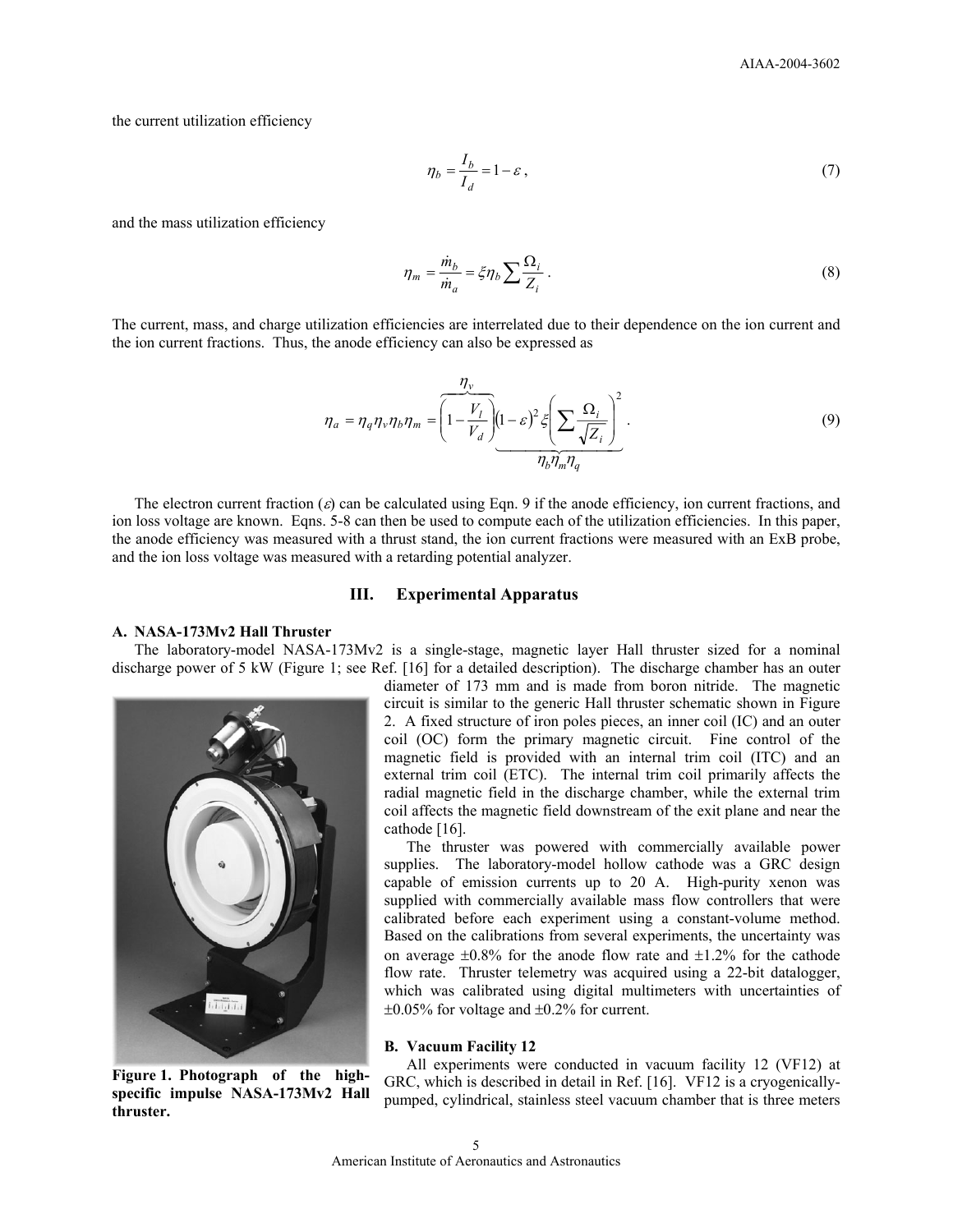the current utilization efficiency

$$\eta_b = \frac{I_b}{I_d} = 1 - \varepsilon \,, \tag{7}$$

and the mass utilization efficiency

$$\eta_m = \frac{\dot{m}_b}{\dot{m}_a} = \xi \eta_b \sum \frac{\Omega_i}{Z_i} \,. \tag{8}$$

The current, mass, and charge utilization efficiencies are interrelated due to their dependence on the ion current and the ion current fractions. Thus, the anode efficiency can also be expressed as

$$\eta_a = \eta_q \eta_v \eta_b \eta_m = \overbrace{\left(1 - \frac{V_l}{V_d}\right)}^{\eta_v} \underbrace{(1-\varepsilon)^2 \xi \left(\sum \frac{\Omega_i}{\sqrt{Z_i}}\right)^2}_{\eta_b \eta_m \eta_q} \,. \tag{9}$$

The electron current fraction ($\varepsilon$) can be calculated using Eqn. 9 if the anode efficiency, ion current fractions, and ion loss voltage are known. Eqns. 5-8 can then be used to compute each of the utilization efficiencies. In this paper, the anode efficiency was measured with a thrust stand, the ion current fractions were measured with an ExB probe, and the ion loss voltage was measured with a retarding potential analyzer.

## III. Experimental Apparatus

### A. NASA-173Mv2 Hall Thruster

The laboratory-model NASA-173Mv2 is a single-stage, magnetic layer Hall thruster sized for a nominal discharge power of 5 kW (Figure 1; see Ref. [16] for a detailed description). The discharge chamber has an outer diameter of 173 mm and is made from boron nitride. The magnetic circuit is similar to the generic Hall thruster schematic shown in Figure 2. A fixed structure of iron poles pieces, an inner coil (IC) and an outer coil (OC) form the primary magnetic circuit. Fine control of the magnetic field is provided with an internal trim coil (ITC) and an external trim coil (ETC). The internal trim coil primarily affects the radial magnetic field in the discharge chamber, while the external trim coil affects the magnetic field downstream of the exit plane and near the cathode [16].

The thruster was powered with commercially available power supplies. The laboratory-model hollow cathode was a GRC design capable of emission currents up to 20 A. High-purity xenon was supplied with commercially available mass flow controllers that were calibrated before each experiment using a constant-volume method. Based on the calibrations from several experiments, the uncertainty was on average ±0.8% for the anode flow rate and ±1.2% for the cathode flow rate. Thruster telemetry was acquired using a 22-bit datalogger, which was calibrated using digital multimeters with uncertainties of ±0.05% for voltage and ±0.2% for current.

**Figure 1. Photograph of the high-specific impulse NASA-173Mv2 Hall thruster.**

### B. Vacuum Facility 12

All experiments were conducted in vacuum facility 12 (VF12) at GRC, which is described in detail in Ref. [16]. VF12 is a cryogenically-pumped, cylindrical, stainless steel vacuum chamber that is three meters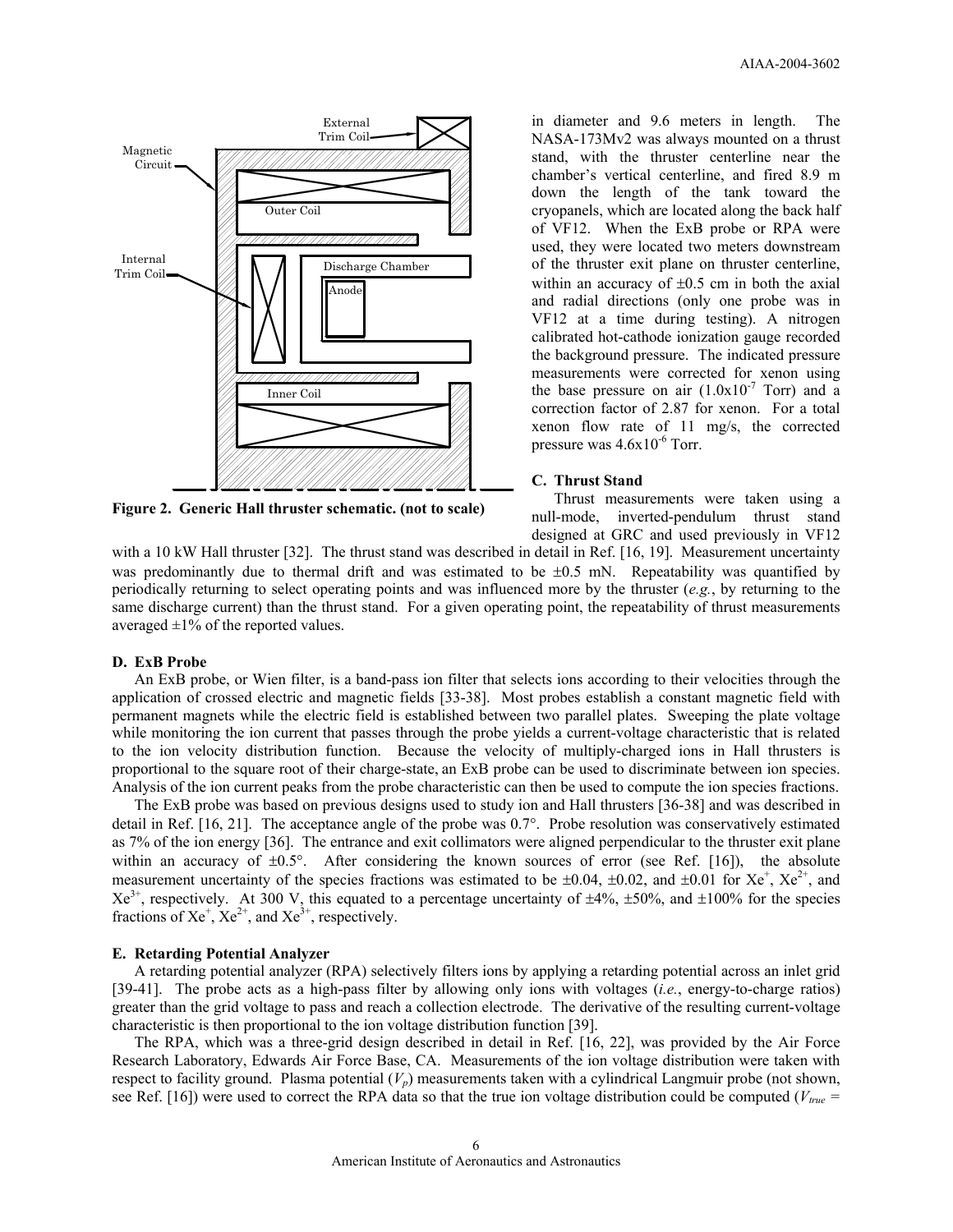Figure 2. Generic Hall thruster schematic. (not to scale)

in diameter and 9.6 meters in length. The NASA-173Mv2 was always mounted on a thrust stand, with the thruster centerline near the chamber's vertical centerline, and fired 8.9 m down the length of the tank toward the cryopanels, which are located along the back half of VF12. When the ExB probe or RPA were used, they were located two meters downstream of the thruster exit plane on thruster centerline, within an accuracy of ±0.5 cm in both the axial and radial directions (only one probe was in VF12 at a time during testing). A nitrogen calibrated hot-cathode ionization gauge recorded the background pressure. The indicated pressure measurements were corrected for xenon using the base pressure on air ($1.0 \times 10^{-7}$ Torr) and a correction factor of 2.87 for xenon. For a total xenon flow rate of 11 mg/s, the corrected pressure was $4.6 \times 10^{-6}$ Torr.

### C. Thrust Stand

Thrust measurements were taken using a null-mode, inverted-pendulum thrust stand designed at GRC and used previously in VF12 with a 10 kW Hall thruster [32]. The thrust stand was described in detail in Ref. [16, 19]. Measurement uncertainty was predominantly due to thermal drift and was estimated to be ±0.5 mN. Repeatability was quantified by periodically returning to select operating points and was influenced more by the thruster (*e.g.*, by returning to the same discharge current) than the thrust stand. For a given operating point, the repeatability of thrust measurements averaged ±1% of the reported values.

### D. ExB Probe

An ExB probe, or Wien filter, is a band-pass ion filter that selects ions according to their velocities through the application of crossed electric and magnetic fields [33-38]. Most probes establish a constant magnetic field with permanent magnets while the electric field is established between two parallel plates. Sweeping the plate voltage while monitoring the ion current that passes through the probe yields a current-voltage characteristic that is related to the ion velocity distribution function. Because the velocity of multiply-charged ions in Hall thrusters is proportional to the square root of their charge-state, an ExB probe can be used to discriminate between ion species. Analysis of the ion current peaks from the probe characteristic can then be used to compute the ion species fractions.

The ExB probe was based on previous designs used to study ion and Hall thrusters [36-38] and was described in detail in Ref. [16, 21]. The acceptance angle of the probe was 0.7°. Probe resolution was conservatively estimated as 7% of the ion energy [36]. The entrance and exit collimators were aligned perpendicular to the thruster exit plane within an accuracy of ±0.5°. After considering the known sources of error (see Ref. [16]), the absolute measurement uncertainty of the species fractions was estimated to be ±0.04, ±0.02, and ±0.01 for $Xe^{+}$, $Xe^{2+}$, and $Xe^{3+}$, respectively. At 300 V, this equated to a percentage uncertainty of ±4%, ±50%, and ±100% for the species fractions of $Xe^{+}$, $Xe^{2+}$, and $Xe^{3+}$, respectively.

### E. Retarding Potential Analyzer

A retarding potential analyzer (RPA) selectively filters ions by applying a retarding potential across an inlet grid [39-41]. The probe acts as a high-pass filter by allowing only ions with voltages (*i.e.*, energy-to-charge ratios) greater than the grid voltage to pass and reach a collection electrode. The derivative of the resulting current-voltage characteristic is then proportional to the ion voltage distribution function [39].

The RPA, which was a three-grid design described in detail in Ref. [16, 22], was provided by the Air Force Research Laboratory, Edwards Air Force Base, CA. Measurements of the ion voltage distribution were taken with respect to facility ground. Plasma potential ($V_p$) measurements taken with a cylindrical Langmuir probe (not shown, see Ref. [16]) were used to correct the RPA data so that the true ion voltage distribution could be computed ($V_{true}$ =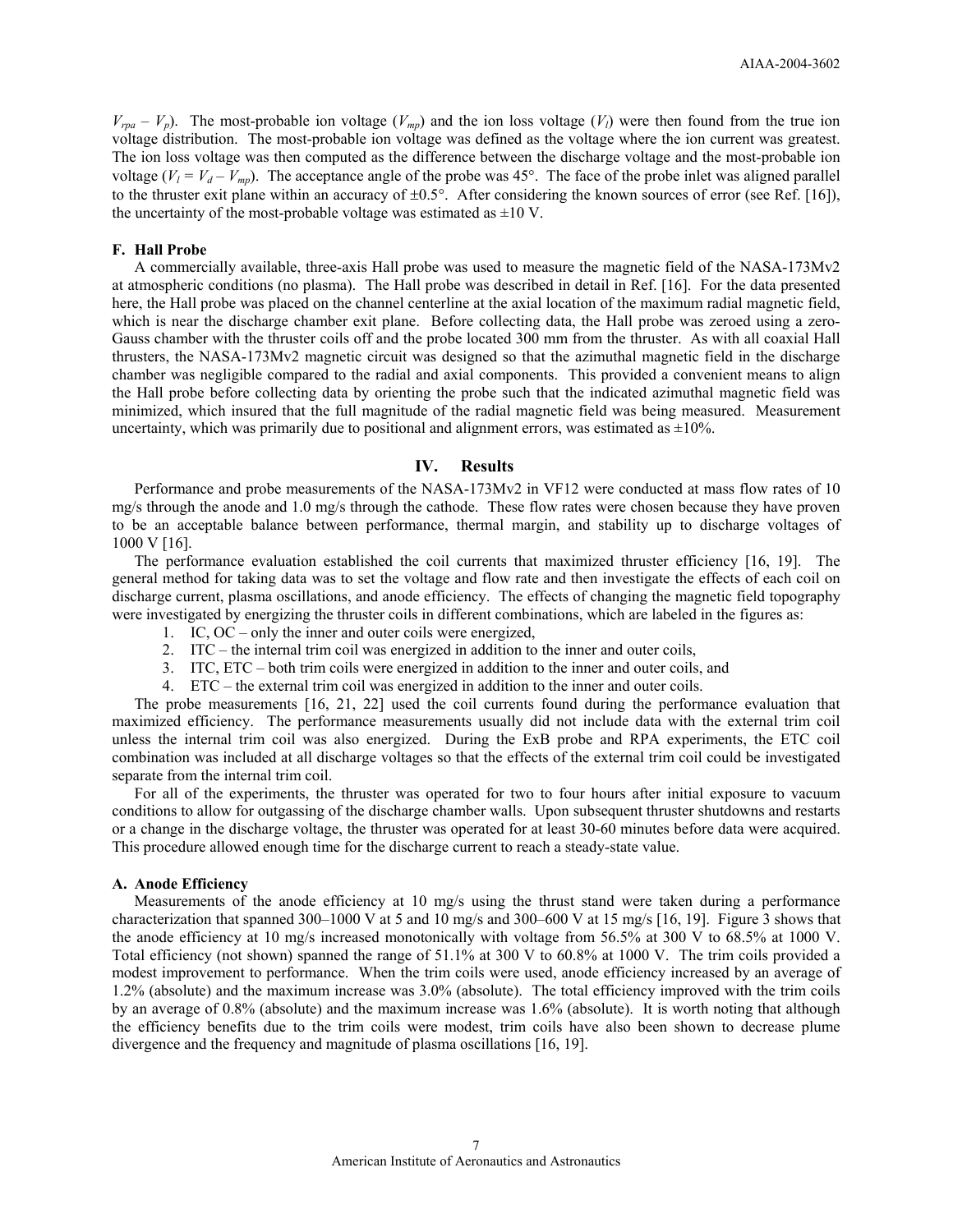$V_{rpa} – V_p$). The most-probable ion voltage ($V_{mp}$) and the ion loss voltage ($V_l$) were then found from the true ion voltage distribution. The most-probable ion voltage was defined as the voltage where the ion current was greatest. The ion loss voltage was then computed as the difference between the discharge voltage and the most-probable ion voltage ($V_l = V_d – V_{mp}$). The acceptance angle of the probe was 45°. The face of the probe inlet was aligned parallel to the thruster exit plane within an accuracy of ±0.5°. After considering the known sources of error (see Ref. [16]), the uncertainty of the most-probable voltage was estimated as ±10 V.

### F. Hall Probe

A commercially available, three-axis Hall probe was used to measure the magnetic field of the NASA-173Mv2 at atmospheric conditions (no plasma). The Hall probe was described in detail in Ref. [16]. For the data presented here, the Hall probe was placed on the channel centerline at the axial location of the maximum radial magnetic field, which is near the discharge chamber exit plane. Before collecting data, the Hall probe was zeroed using a zero-Gauss chamber with the thruster coils off and the probe located 300 mm from the thruster. As with all coaxial Hall thrusters, the NASA-173Mv2 magnetic circuit was designed so that the azimuthal magnetic field in the discharge chamber was negligible compared to the radial and axial components. This provided a convenient means to align the Hall probe before collecting data by orienting the probe such that the indicated azimuthal magnetic field was minimized, which insured that the full magnitude of the radial magnetic field was being measured. Measurement uncertainty, which was primarily due to positional and alignment errors, was estimated as ±10%.

## IV. Results

Performance and probe measurements of the NASA-173Mv2 in VF12 were conducted at mass flow rates of 10 mg/s through the anode and 1.0 mg/s through the cathode. These flow rates were chosen because they have proven to be an acceptable balance between performance, thermal margin, and stability up to discharge voltages of 1000 V [16].

The performance evaluation established the coil currents that maximized thruster efficiency [16, 19]. The general method for taking data was to set the voltage and flow rate and then investigate the effects of each coil on discharge current, plasma oscillations, and anode efficiency. The effects of changing the magnetic field topography were investigated by energizing the thruster coils in different combinations, which are labeled in the figures as:

1. IC, OC – only the inner and outer coils were energized,
2. ITC – the internal trim coil was energized in addition to the inner and outer coils,
3. ITC, ETC – both trim coils were energized in addition to the inner and outer coils, and
4. ETC – the external trim coil was energized in addition to the inner and outer coils.

The probe measurements [16, 21, 22] used the coil currents found during the performance evaluation that maximized efficiency. The performance measurements usually did not include data with the external trim coil unless the internal trim coil was also energized. During the ExB probe and RPA experiments, the ETC coil combination was included at all discharge voltages so that the effects of the external trim coil could be investigated separate from the internal trim coil.

For all of the experiments, the thruster was operated for two to four hours after initial exposure to vacuum conditions to allow for outgassing of the discharge chamber walls. Upon subsequent thruster shutdowns and restarts or a change in the discharge voltage, the thruster was operated for at least 30-60 minutes before data were acquired. This procedure allowed enough time for the discharge current to reach a steady-state value.

### A. Anode Efficiency

Measurements of the anode efficiency at 10 mg/s using the thrust stand were taken during a performance characterization that spanned 300–1000 V at 5 and 10 mg/s and 300–600 V at 15 mg/s [16, 19]. Figure 3 shows that the anode efficiency at 10 mg/s increased monotonically with voltage from 56.5% at 300 V to 68.5% at 1000 V. Total efficiency (not shown) spanned the range of 51.1% at 300 V to 60.8% at 1000 V. The trim coils provided a modest improvement to performance. When the trim coils were used, anode efficiency increased by an average of 1.2% (absolute) and the maximum increase was 3.0% (absolute). The total efficiency improved with the trim coils by an average of 0.8% (absolute) and the maximum increase was 1.6% (absolute). It is worth noting that although the efficiency benefits due to the trim coils were modest, trim coils have also been shown to decrease plume divergence and the frequency and magnitude of plasma oscillations [16, 19].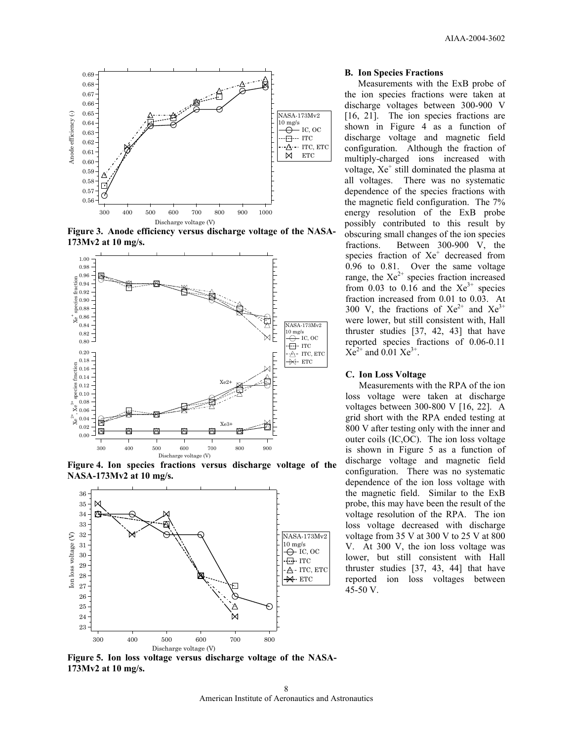Figure 3. Anode efficiency versus discharge voltage of the NASA-173Mv2 at 10 mg/s.

Figure 4. Ion species fractions versus discharge voltage of the NASA-173Mv2 at 10 mg/s.

Figure 5. Ion loss voltage versus discharge voltage of the NASA-173Mv2 at 10 mg/s.

### B. Ion Species Fractions

Measurements with the ExB probe of the ion species fractions were taken at discharge voltages between 300-900 V [16, 21]. The ion species fractions are shown in Figure 4 as a function of discharge voltage and magnetic field configuration. Although the fraction of multiply-charged ions increased with voltage, $Xe^+$ still dominated the plasma at all voltages. There was no systematic dependence of the species fractions with the magnetic field configuration. The 7% energy resolution of the ExB probe possibly contributed to this result by obscuring small changes of the ion species fractions. Between 300-900 V, the species fraction of $Xe^+$ decreased from 0.96 to 0.81. Over the same voltage range, the $Xe^{2+}$ species fraction increased from 0.03 to 0.16 and the $Xe^{3+}$ species fraction increased from 0.01 to 0.03. At 300 V, the fractions of $Xe^{2+}$ and $Xe^{3+}$ were lower, but still consistent with, Hall thruster studies [37, 42, 43] that have reported species fractions of 0.06-0.11 $Xe^{2+}$ and 0.01 $Xe^{3+}$.

### C. Ion Loss Voltage

Measurements with the RPA of the ion loss voltage were taken at discharge voltages between 300-800 V [16, 22]. A grid short with the RPA ended testing at 800 V after testing only with the inner and outer coils (IC,OC). The ion loss voltage is shown in Figure 5 as a function of discharge voltage and magnetic field configuration. There was no systematic dependence of the ion loss voltage with the magnetic field. Similar to the ExB probe, this may have been the result of the voltage resolution of the RPA. The ion loss voltage decreased with discharge voltage from 35 V at 300 V to 25 V at 800 V. At 300 V, the ion loss voltage was lower, but still consistent with Hall thruster studies [37, 43, 44] that have reported ion loss voltages between 45-50 V.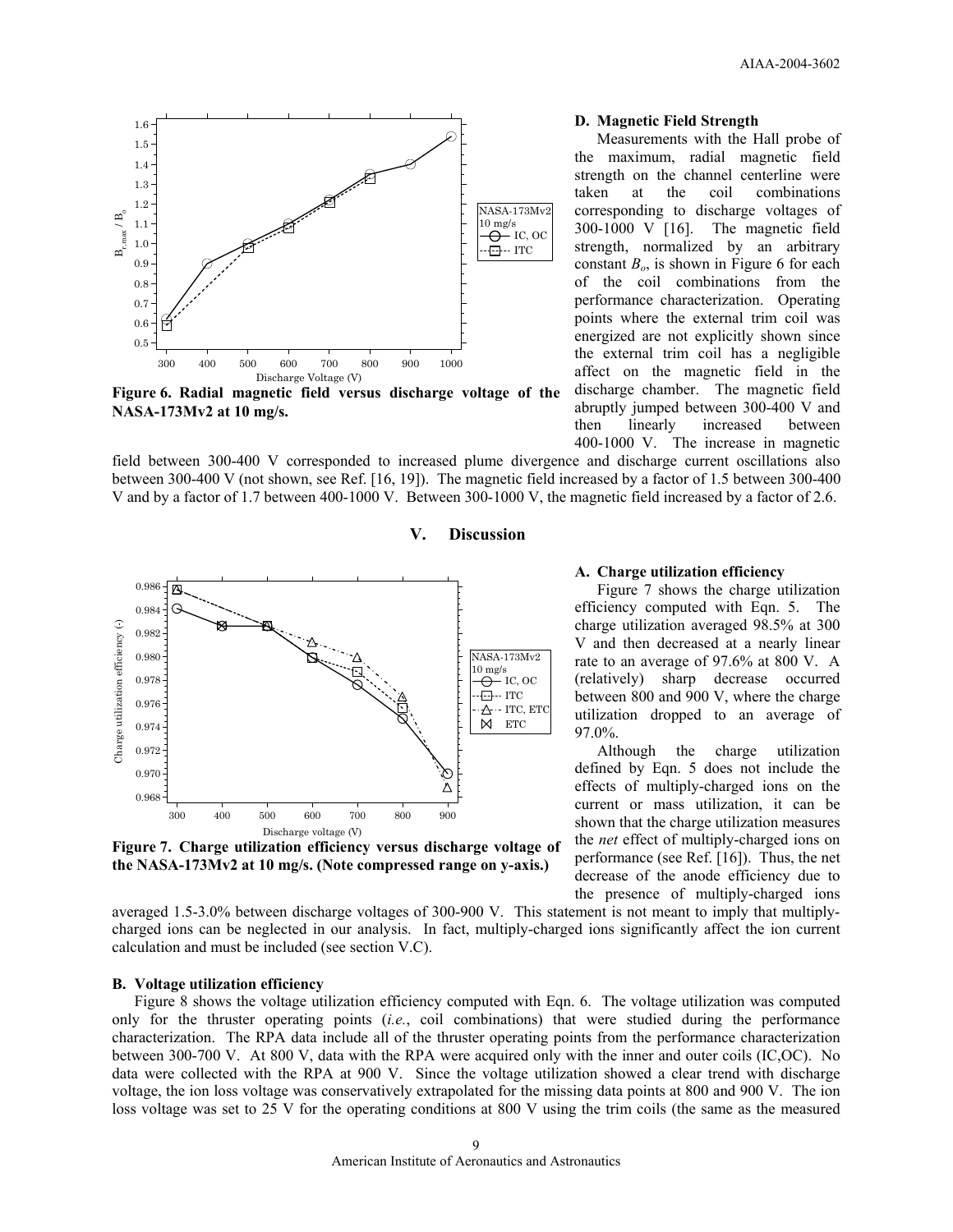Figure 6. Radial magnetic field versus discharge voltage of the NASA-173Mv2 at 10 mg/s.

### D. Magnetic Field Strength

Measurements with the Hall probe of the maximum, radial magnetic field strength on the channel centerline were taken at the coil combinations corresponding to discharge voltages of 300-1000 V [16]. The magnetic field strength, normalized by an arbitrary constant $B_o$, is shown in Figure 6 for each of the coil combinations from the performance characterization. Operating points where the external trim coil was energized are not explicitly shown since the external trim coil has a negligible affect on the magnetic field in the discharge chamber. The magnetic field abruptly jumped between 300-400 V and then linearly increased between 400-1000 V. The increase in magnetic field between 300-400 V corresponded to increased plume divergence and discharge current oscillations also between 300-400 V (not shown, see Ref. [16, 19]). The magnetic field increased by a factor of 1.5 between 300-400 V and by a factor of 1.7 between 400-1000 V. Between 300-1000 V, the magnetic field increased by a factor of 2.6.

## V. Discussion

Figure 7. Charge utilization efficiency versus discharge voltage of the NASA-173Mv2 at 10 mg/s. (Note compressed range on y-axis.)

### A. Charge utilization efficiency

Figure 7 shows the charge utilization efficiency computed with Eqn. 5. The charge utilization averaged 98.5% at 300 V and then decreased at a nearly linear rate to an average of 97.6% at 800 V. A (relatively) sharp decrease occurred between 800 and 900 V, where the charge utilization dropped to an average of 97.0%.

Although the charge utilization defined by Eqn. 5 does not include the effects of multiply-charged ions on the current or mass utilization, it can be shown that the charge utilization measures the *net* effect of multiply-charged ions on performance (see Ref. [16]). Thus, the net decrease of the anode efficiency due to the presence of multiply-charged ions averaged 1.5-3.0% between discharge voltages of 300-900 V. This statement is not meant to imply that multiply-charged ions can be neglected in our analysis. In fact, multiply-charged ions significantly affect the ion current calculation and must be included (see section V.C).

### B. Voltage utilization efficiency

Figure 8 shows the voltage utilization efficiency computed with Eqn. 6. The voltage utilization was computed only for the thruster operating points (*i.e.*, coil combinations) that were studied during the performance characterization. The RPA data include all of the thruster operating points from the performance characterization between 300-700 V. At 800 V, data with the RPA were acquired only with the inner and outer coils (IC,OC). No data were collected with the RPA at 900 V. Since the voltage utilization showed a clear trend with discharge voltage, the ion loss voltage was conservatively extrapolated for the missing data points at 800 and 900 V. The ion loss voltage was set to 25 V for the operating conditions at 800 V using the trim coils (the same as the measured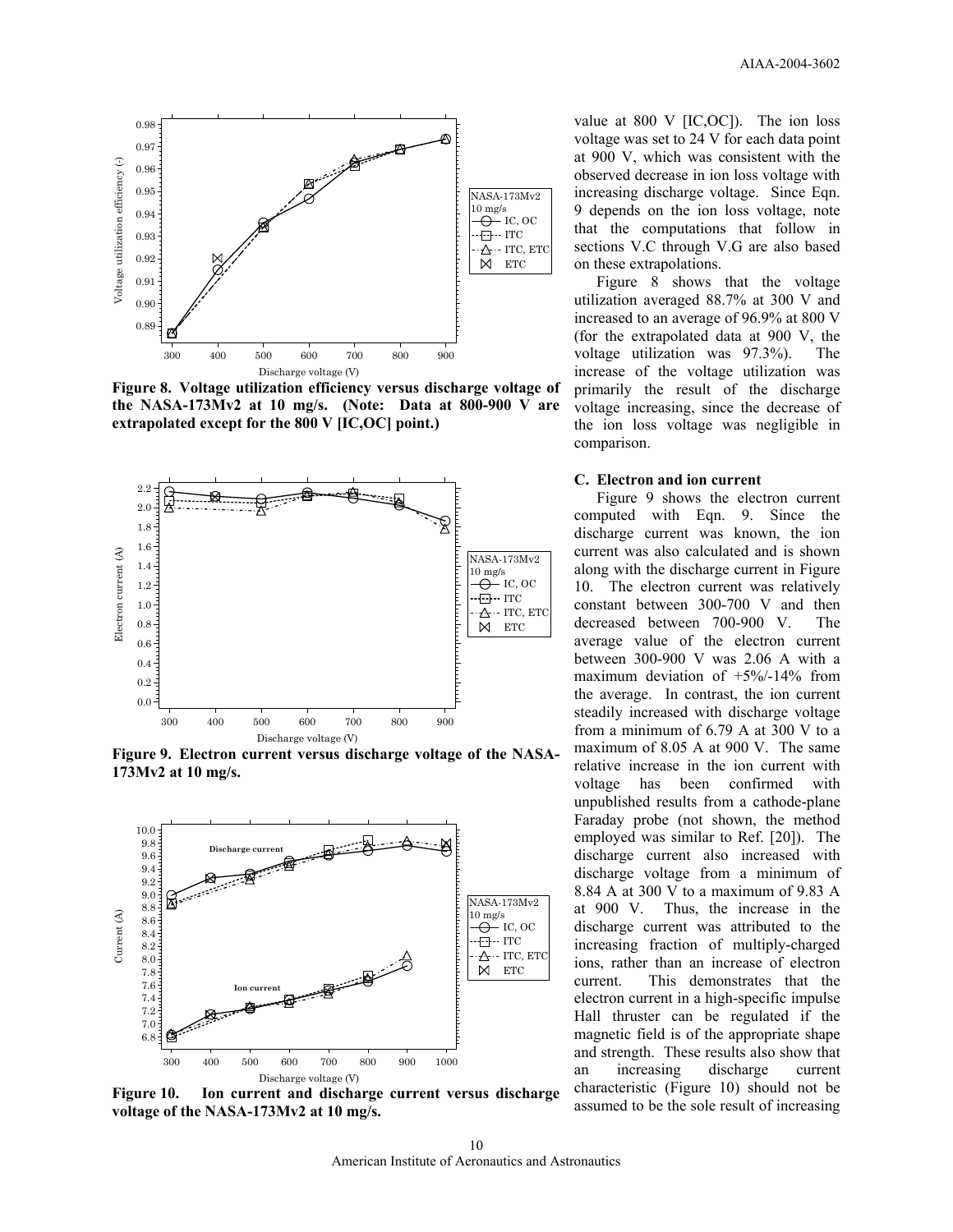**Figure 8. Voltage utilization efficiency versus discharge voltage of the NASA-173Mv2 at 10 mg/s. (Note: Data at 800-900 V are extrapolated except for the 800 V [IC,OC] point.)**

**Figure 9. Electron current versus discharge voltage of the NASA-173Mv2 at 10 mg/s.**

**Figure 10. Ion current and discharge current versus discharge voltage of the NASA-173Mv2 at 10 mg/s.**

value at 800 V [IC,OC]). The ion loss voltage was set to 24 V for each data point at 900 V, which was consistent with the observed decrease in ion loss voltage with increasing discharge voltage. Since Eqn. 9 depends on the ion loss voltage, note that the computations that follow in sections V.C through V.G are also based on these extrapolations.

Figure 8 shows that the voltage utilization averaged 88.7% at 300 V and increased to an average of 96.9% at 800 V (for the extrapolated data at 900 V, the voltage utilization was 97.3%). The increase of the voltage utilization was primarily the result of the discharge voltage increasing, since the decrease of the ion loss voltage was negligible in comparison.

### C. Electron and ion current

Figure 9 shows the electron current computed with Eqn. 9. Since the discharge current was known, the ion current was also calculated and is shown along with the discharge current in Figure 10. The electron current was relatively constant between 300-700 V and then decreased between 700-900 V. The average value of the electron current between 300-900 V was 2.06 A with a maximum deviation of +5%/-14% from the average. In contrast, the ion current steadily increased with discharge voltage from a minimum of 6.79 A at 300 V to a maximum of 8.05 A at 900 V. The same relative increase in the ion current with voltage has been confirmed with unpublished results from a cathode-plane Faraday probe (not shown, the method employed was similar to Ref. [20]). The discharge current also increased with discharge voltage from a minimum of 8.84 A at 300 V to a maximum of 9.83 A at 900 V. Thus, the increase in the discharge current was attributed to the increasing fraction of multiply-charged ions, rather than an increase of electron current. This demonstrates that the electron current in a high-specific impulse Hall thruster can be regulated if the magnetic field is of the appropriate shape and strength. These results also show that an increasing discharge current characteristic (Figure 10) should not be assumed to be the sole result of increasing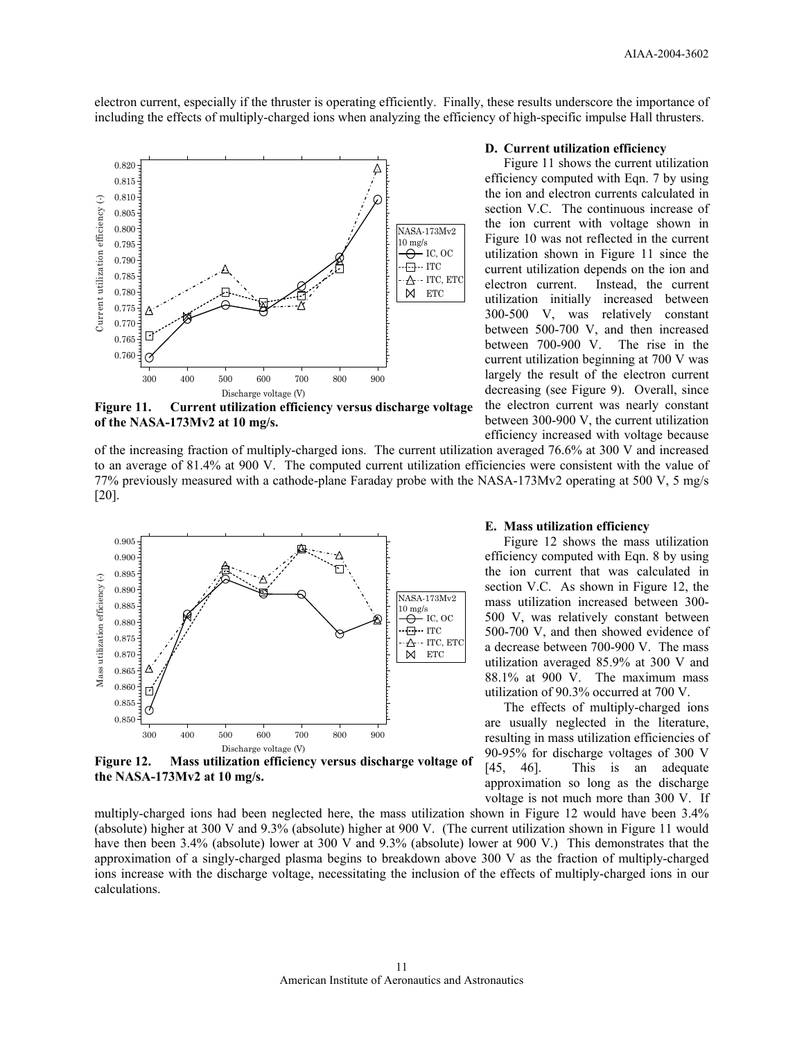electron current, especially if the thruster is operating efficiently. Finally, these results underscore the importance of including the effects of multiply-charged ions when analyzing the efficiency of high-specific impulse Hall thrusters.

**Figure 11. Current utilization efficiency versus discharge voltage of the NASA-173Mv2 at 10 mg/s.**

### D. Current utilization efficiency

Figure 11 shows the current utilization efficiency computed with Eqn. 7 by using the ion and electron currents calculated in section V.C. The continuous increase of the ion current with voltage shown in Figure 10 was not reflected in the current utilization shown in Figure 11 since the current utilization depends on the ion and electron current. Instead, the current utilization initially increased between 300-500 V, was relatively constant between 500-700 V, and then increased between 700-900 V. The rise in the current utilization beginning at 700 V was largely the result of the electron current decreasing (see Figure 9). Overall, since the electron current was nearly constant between 300-900 V, the current utilization efficiency increased with voltage because of the increasing fraction of multiply-charged ions. The current utilization averaged 76.6% at 300 V and increased to an average of 81.4% at 900 V. The computed current utilization efficiencies were consistent with the value of 77% previously measured with a cathode-plane Faraday probe with the NASA-173Mv2 operating at 500 V, 5 mg/s [20].

**Figure 12. Mass utilization efficiency versus discharge voltage of the NASA-173Mv2 at 10 mg/s.**

### E. Mass utilization efficiency

Figure 12 shows the mass utilization efficiency computed with Eqn. 8 by using the ion current that was calculated in section V.C. As shown in Figure 12, the mass utilization increased between 300-500 V, was relatively constant between 500-700 V, and then showed evidence of a decrease between 700-900 V. The mass utilization averaged 85.9% at 300 V and 88.1% at 900 V. The maximum mass utilization of 90.3% occurred at 700 V.

The effects of multiply-charged ions are usually neglected in the literature, resulting in mass utilization efficiencies of 90-95% for discharge voltages of 300 V [45, 46]. This is an adequate approximation so long as the discharge voltage is not much more than 300 V. If multiply-charged ions had been neglected here, the mass utilization shown in Figure 12 would have been 3.4% (absolute) higher at 300 V and 9.3% (absolute) higher at 900 V. (The current utilization shown in Figure 11 would have then been 3.4% (absolute) lower at 300 V and 9.3% (absolute) lower at 900 V.) This demonstrates that the approximation of a singly-charged plasma begins to breakdown above 300 V as the fraction of multiply-charged ions increase with the discharge voltage, necessitating the inclusion of the effects of multiply-charged ions in our calculations.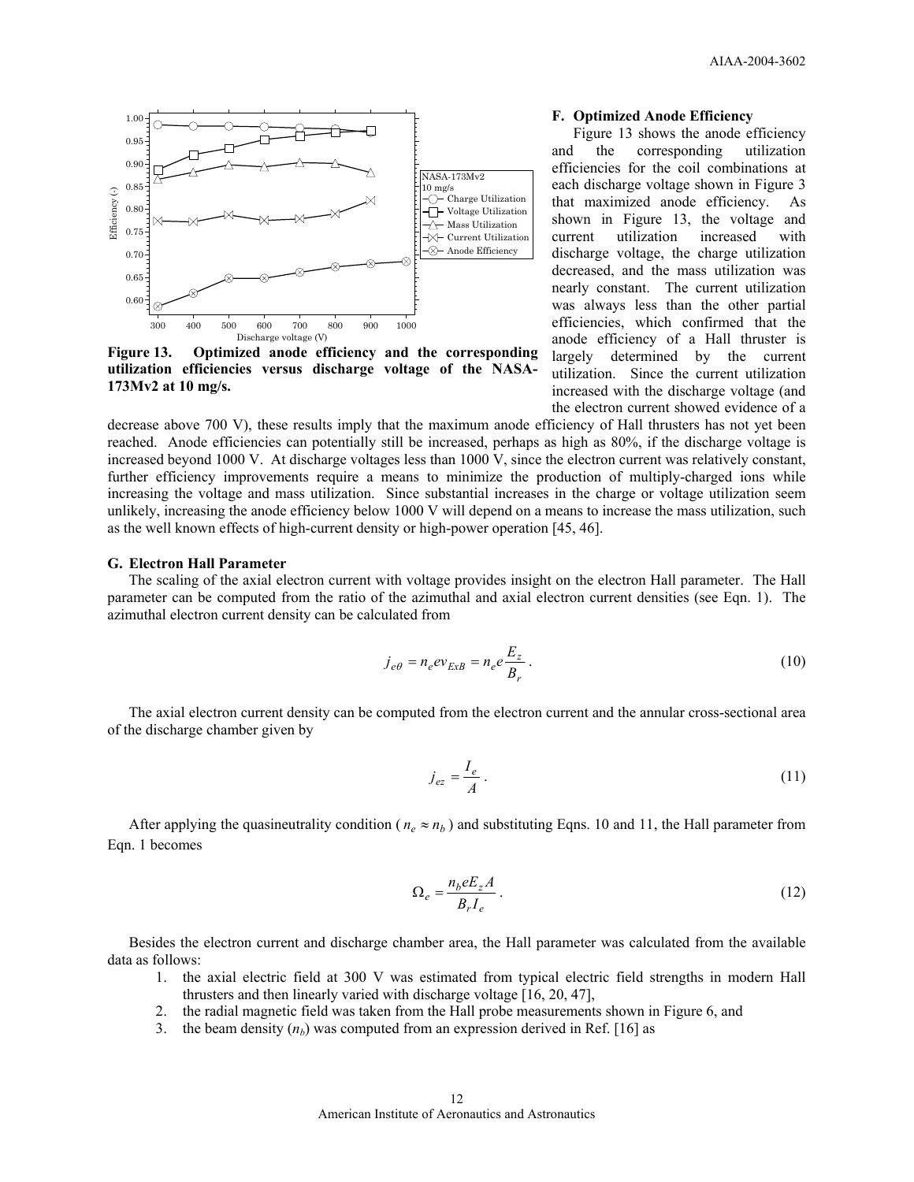Figure 13. Optimized anode efficiency and the corresponding utilization efficiencies versus discharge voltage of the NASA-173Mv2 at 10 mg/s.

### F. Optimized Anode Efficiency

Figure 13 shows the anode efficiency and the corresponding utilization efficiencies for the coil combinations at each discharge voltage shown in Figure 3 that maximized anode efficiency. As shown in Figure 13, the voltage and current utilization increased with discharge voltage, the charge utilization decreased, and the mass utilization was nearly constant. The current utilization was always less than the other partial efficiencies, which confirmed that the anode efficiency of a Hall thruster is largely determined by the current utilization. Since the current utilization increased with the discharge voltage (and the electron current showed evidence of a decrease above 700 V), these results imply that the maximum anode efficiency of Hall thrusters has not yet been reached. Anode efficiencies can potentially still be increased, perhaps as high as 80%, if the discharge voltage is increased beyond 1000 V. At discharge voltages less than 1000 V, since the electron current was relatively constant, further efficiency improvements require a means to minimize the production of multiply-charged ions while increasing the voltage and mass utilization. Since substantial increases in the charge or voltage utilization seem unlikely, increasing the anode efficiency below 1000 V will depend on a means to increase the mass utilization, such as the well known effects of high-current density or high-power operation [45, 46].

### G. Electron Hall Parameter

The scaling of the axial electron current with voltage provides insight on the electron Hall parameter. The Hall parameter can be computed from the ratio of the azimuthal and axial electron current densities (see Eqn. 1). The azimuthal electron current density can be calculated from

$$j_{e\theta} = n_e e v_{ExB} = n_e e \frac{E_z}{B_r}. \tag{10}$$

The axial electron current density can be computed from the electron current and the annular cross-sectional area of the discharge chamber given by

$$j_{ez} = \frac{I_e}{A}. \tag{11}$$

After applying the quasineutrality condition ($n_e \approx n_b$) and substituting Eqns. 10 and 11, the Hall parameter from Eqn. 1 becomes

$$\Omega_e = \frac{n_b e E_z A}{B_r I_e}. \tag{12}$$

Besides the electron current and discharge chamber area, the Hall parameter was calculated from the available data as follows:

1. the axial electric field at 300 V was estimated from typical electric field strengths in modern Hall thrusters and then linearly varied with discharge voltage [16, 20, 47],
2. the radial magnetic field was taken from the Hall probe measurements shown in Figure 6, and
3. the beam density ($n_b$) was computed from an expression derived in Ref. [16] as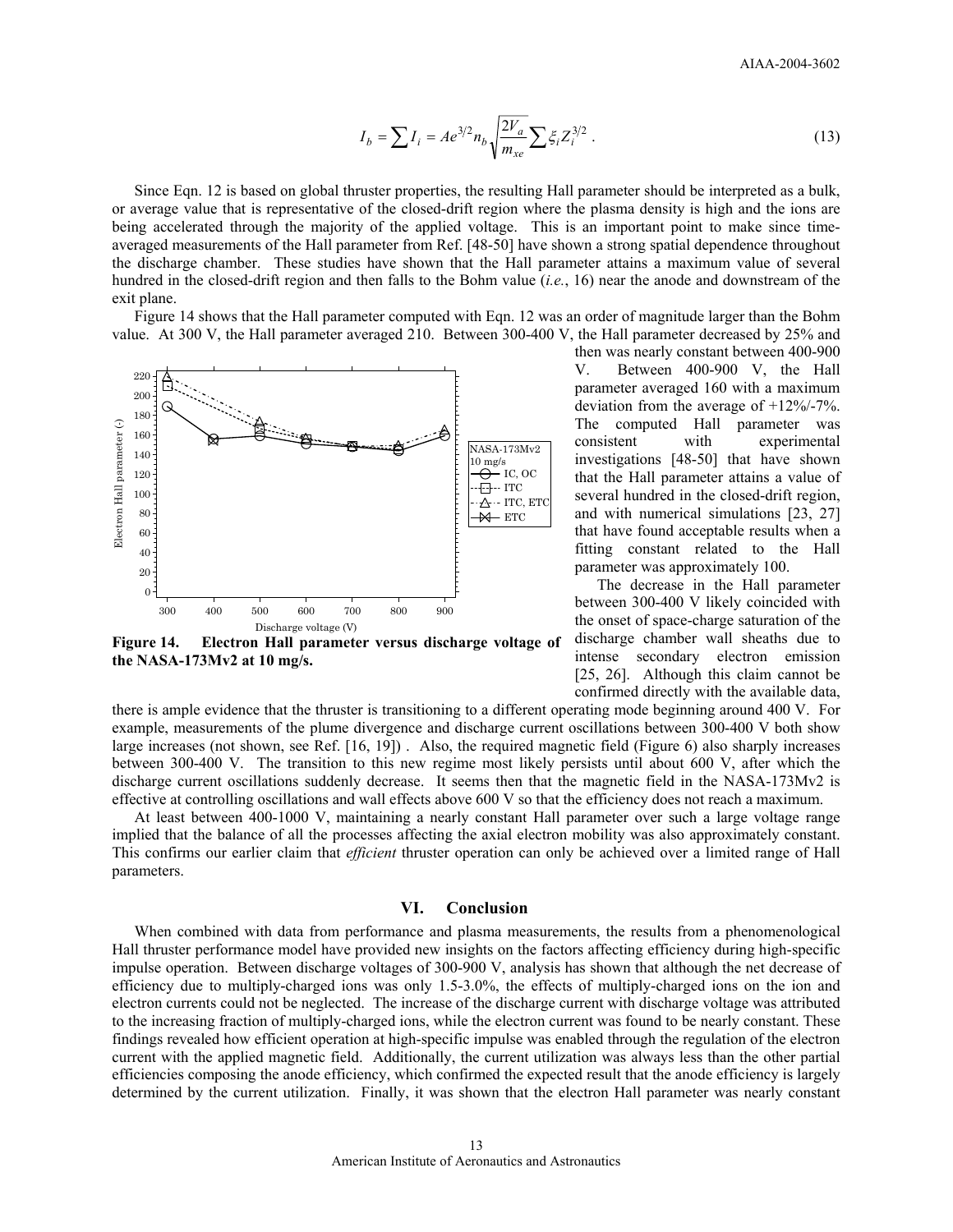$$I_b = \sum I_i = Ae^{3/2} n_b \sqrt{\frac{2V_a}{m_{xe}}} \sum \xi_i Z_i^{3/2} \,. \tag{13}$$

Since Eqn. 12 is based on global thruster properties, the resulting Hall parameter should be interpreted as a bulk, or average value that is representative of the closed-drift region where the plasma density is high and the ions are being accelerated through the majority of the applied voltage. This is an important point to make since time-averaged measurements of the Hall parameter from Ref. [48-50] have shown a strong spatial dependence throughout the discharge chamber. These studies have shown that the Hall parameter attains a maximum value of several hundred in the closed-drift region and then falls to the Bohm value (*i.e.*, 16) near the anode and downstream of the exit plane.

Figure 14 shows that the Hall parameter computed with Eqn. 12 was an order of magnitude larger than the Bohm value. At 300 V, the Hall parameter averaged 210. Between 300-400 V, the Hall parameter decreased by 25% and then was nearly constant between 400-900 V. Between 400-900 V, the Hall parameter averaged 160 with a maximum deviation from the average of +12%/-7%. The computed Hall parameter was consistent with experimental investigations [48-50] that have shown that the Hall parameter attains a value of several hundred in the closed-drift region, and with numerical simulations [23, 27] that have found acceptable results when a fitting constant related to the Hall parameter was approximately 100.

**Figure 14. Electron Hall parameter versus discharge voltage of the NASA-173Mv2 at 10 mg/s.**

The decrease in the Hall parameter between 300-400 V likely coincided with the onset of space-charge saturation of the discharge chamber wall sheaths due to intense secondary electron emission [25, 26]. Although this claim cannot be confirmed directly with the available data, there is ample evidence that the thruster is transitioning to a different operating mode beginning around 400 V. For example, measurements of the plume divergence and discharge current oscillations between 300-400 V both show large increases (not shown, see Ref. [16, 19]) . Also, the required magnetic field (Figure 6) also sharply increases between 300-400 V. The transition to this new regime most likely persists until about 600 V, after which the discharge current oscillations suddenly decrease. It seems then that the magnetic field in the NASA-173Mv2 is effective at controlling oscillations and wall effects above 600 V so that the efficiency does not reach a maximum.

At least between 400-1000 V, maintaining a nearly constant Hall parameter over such a large voltage range implied that the balance of all the processes affecting the axial electron mobility was also approximately constant. This confirms our earlier claim that *efficient* thruster operation can only be achieved over a limited range of Hall parameters.

## VI. Conclusion

When combined with data from performance and plasma measurements, the results from a phenomenological Hall thruster performance model have provided new insights on the factors affecting efficiency during high-specific impulse operation. Between discharge voltages of 300-900 V, analysis has shown that although the net decrease of efficiency due to multiply-charged ions was only 1.5-3.0%, the effects of multiply-charged ions on the ion and electron currents could not be neglected. The increase of the discharge current with discharge voltage was attributed to the increasing fraction of multiply-charged ions, while the electron current was found to be nearly constant. These findings revealed how efficient operation at high-specific impulse was enabled through the regulation of the electron current with the applied magnetic field. Additionally, the current utilization was always less than the other partial efficiencies composing the anode efficiency, which confirmed the expected result that the anode efficiency is largely determined by the current utilization. Finally, it was shown that the electron Hall parameter was nearly constant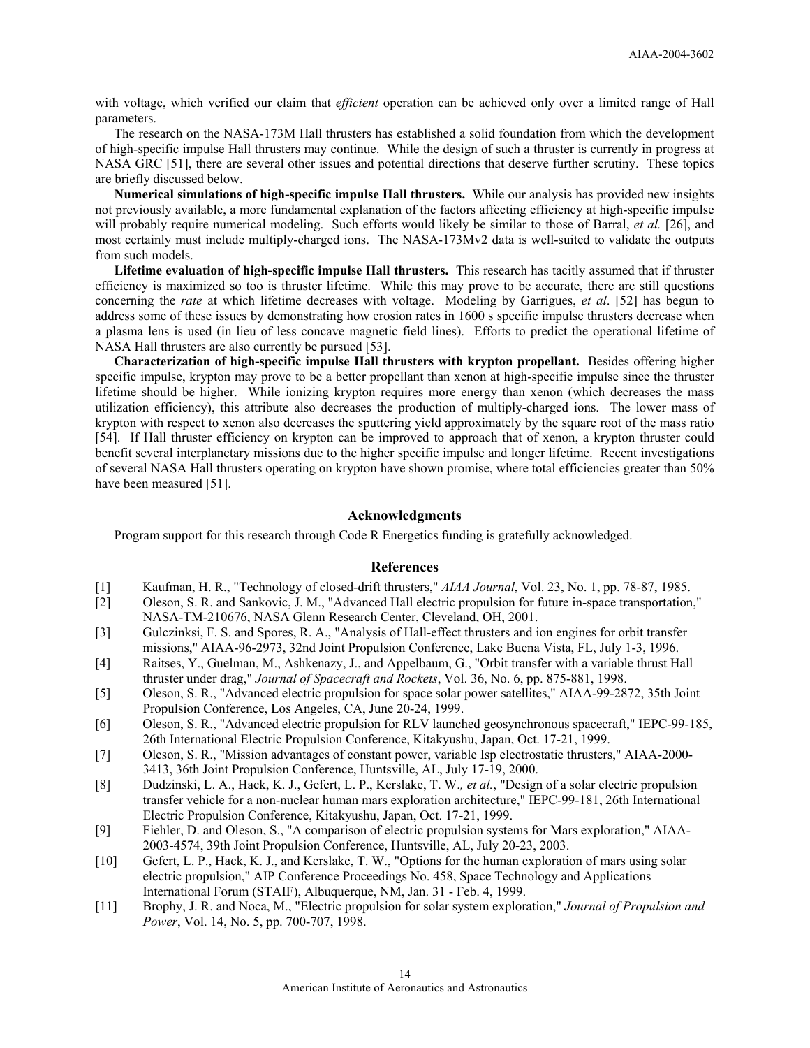with voltage, which verified our claim that *efficient* operation can be achieved only over a limited range of Hall parameters.

The research on the NASA-173M Hall thrusters has established a solid foundation from which the development of high-specific impulse Hall thrusters may continue. While the design of such a thruster is currently in progress at NASA GRC [51], there are several other issues and potential directions that deserve further scrutiny. These topics are briefly discussed below.

**Numerical simulations of high-specific impulse Hall thrusters.** While our analysis has provided new insights not previously available, a more fundamental explanation of the factors affecting efficiency at high-specific impulse will probably require numerical modeling. Such efforts would likely be similar to those of Barral, *et al.* [26], and most certainly must include multiply-charged ions. The NASA-173Mv2 data is well-suited to validate the outputs from such models.

**Lifetime evaluation of high-specific impulse Hall thrusters.** This research has tacitly assumed that if thruster efficiency is maximized so too is thruster lifetime. While this may prove to be accurate, there are still questions concerning the *rate* at which lifetime decreases with voltage. Modeling by Garrigues, *et al*. [52] has begun to address some of these issues by demonstrating how erosion rates in 1600 s specific impulse thrusters decrease when a plasma lens is used (in lieu of less concave magnetic field lines). Efforts to predict the operational lifetime of NASA Hall thrusters are also currently be pursued [53].

**Characterization of high-specific impulse Hall thrusters with krypton propellant.** Besides offering higher specific impulse, krypton may prove to be a better propellant than xenon at high-specific impulse since the thruster lifetime should be higher. While ionizing krypton requires more energy than xenon (which decreases the mass utilization efficiency), this attribute also decreases the production of multiply-charged ions. The lower mass of krypton with respect to xenon also decreases the sputtering yield approximately by the square root of the mass ratio [54]. If Hall thruster efficiency on krypton can be improved to approach that of xenon, a krypton thruster could benefit several interplanetary missions due to the higher specific impulse and longer lifetime. Recent investigations of several NASA Hall thrusters operating on krypton have shown promise, where total efficiencies greater than 50% have been measured [51].

## Acknowledgments

Program support for this research through Code R Energetics funding is gratefully acknowledged.

## References

[1] Kaufman, H. R., "Technology of closed-drift thrusters," *AIAA Journal*, Vol. 23, No. 1, pp. 78-87, 1985.

[2] Oleson, S. R. and Sankovic, J. M., "Advanced Hall electric propulsion for future in-space transportation," NASA-TM-210676, NASA Glenn Research Center, Cleveland, OH, 2001.

[3] Gulczinksi, F. S. and Spores, R. A., "Analysis of Hall-effect thrusters and ion engines for orbit transfer missions," AIAA-96-2973, 32nd Joint Propulsion Conference, Lake Buena Vista, FL, July 1-3, 1996.

[4] Raitses, Y., Guelman, M., Ashkenazy, J., and Appelbaum, G., "Orbit transfer with a variable thrust Hall thruster under drag," *Journal of Spacecraft and Rockets*, Vol. 36, No. 6, pp. 875-881, 1998.

[5] Oleson, S. R., "Advanced electric propulsion for space solar power satellites," AIAA-99-2872, 35th Joint Propulsion Conference, Los Angeles, CA, June 20-24, 1999.

[6] Oleson, S. R., "Advanced electric propulsion for RLV launched geosynchronous spacecraft," IEPC-99-185, 26th International Electric Propulsion Conference, Kitakyushu, Japan, Oct. 17-21, 1999.

[7] Oleson, S. R., "Mission advantages of constant power, variable Isp electrostatic thrusters," AIAA-2000-3413, 36th Joint Propulsion Conference, Huntsville, AL, July 17-19, 2000.

[8] Dudzinski, L. A., Hack, K. J., Gefert, L. P., Kerslake, T. W.*, et al.*, "Design of a solar electric propulsion transfer vehicle for a non-nuclear human mars exploration architecture," IEPC-99-181, 26th International Electric Propulsion Conference, Kitakyushu, Japan, Oct. 17-21, 1999.

[9] Fiehler, D. and Oleson, S., "A comparison of electric propulsion systems for Mars exploration," AIAA-2003-4574, 39th Joint Propulsion Conference, Huntsville, AL, July 20-23, 2003.

[10] Gefert, L. P., Hack, K. J., and Kerslake, T. W., "Options for the human exploration of mars using solar electric propulsion," AIP Conference Proceedings No. 458, Space Technology and Applications International Forum (STAIF), Albuquerque, NM, Jan. 31 - Feb. 4, 1999.

[11] Brophy, J. R. and Noca, M., "Electric propulsion for solar system exploration," *Journal of Propulsion and Power*, Vol. 14, No. 5, pp. 700-707, 1998.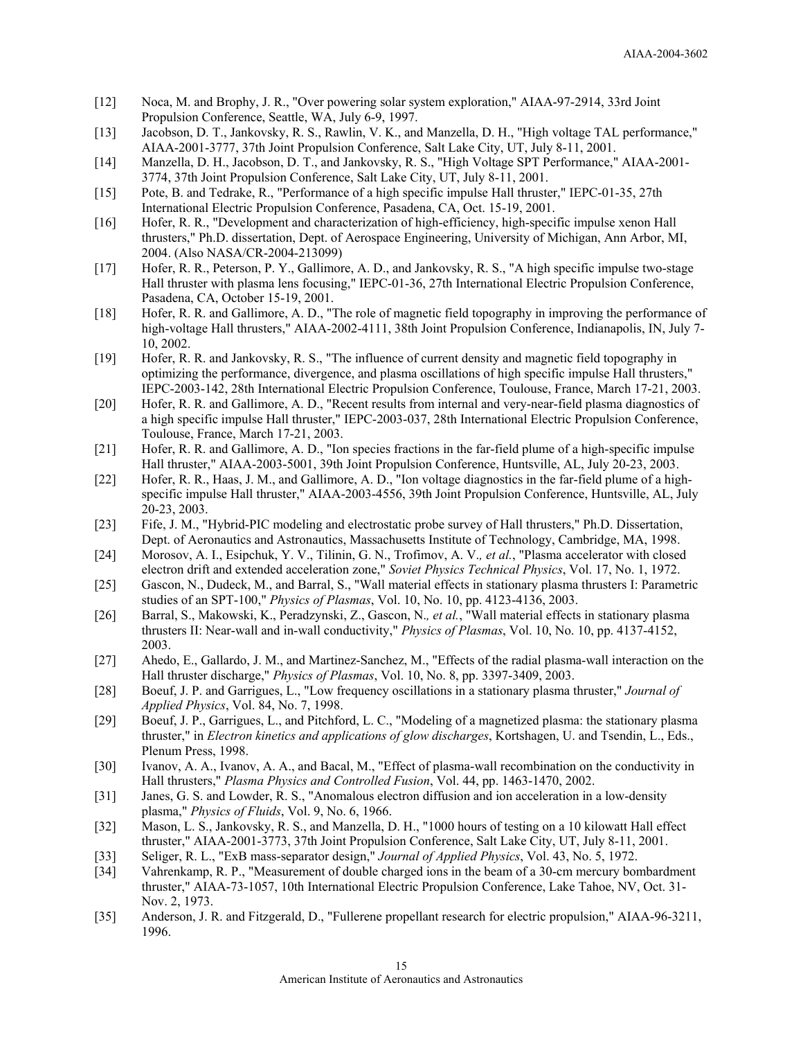[12] Noca, M. and Brophy, J. R., "Over powering solar system exploration," AIAA-97-2914, 33rd Joint Propulsion Conference, Seattle, WA, July 6-9, 1997.

[13] Jacobson, D. T., Jankovsky, R. S., Rawlin, V. K., and Manzella, D. H., "High voltage TAL performance," AIAA-2001-3777, 37th Joint Propulsion Conference, Salt Lake City, UT, July 8-11, 2001.

[14] Manzella, D. H., Jacobson, D. T., and Jankovsky, R. S., "High Voltage SPT Performance," AIAA-2001-3774, 37th Joint Propulsion Conference, Salt Lake City, UT, July 8-11, 2001.

[15] Pote, B. and Tedrake, R., "Performance of a high specific impulse Hall thruster," IEPC-01-35, 27th International Electric Propulsion Conference, Pasadena, CA, Oct. 15-19, 2001.

[16] Hofer, R. R., "Development and characterization of high-efficiency, high-specific impulse xenon Hall thrusters," Ph.D. dissertation, Dept. of Aerospace Engineering, University of Michigan, Ann Arbor, MI, 2004. (Also NASA/CR-2004-213099)

[17] Hofer, R. R., Peterson, P. Y., Gallimore, A. D., and Jankovsky, R. S., "A high specific impulse two-stage Hall thruster with plasma lens focusing," IEPC-01-36, 27th International Electric Propulsion Conference, Pasadena, CA, October 15-19, 2001.

[18] Hofer, R. R. and Gallimore, A. D., "The role of magnetic field topography in improving the performance of high-voltage Hall thrusters," AIAA-2002-4111, 38th Joint Propulsion Conference, Indianapolis, IN, July 7-10, 2002.

[19] Hofer, R. R. and Jankovsky, R. S., "The influence of current density and magnetic field topography in optimizing the performance, divergence, and plasma oscillations of high specific impulse Hall thrusters," IEPC-2003-142, 28th International Electric Propulsion Conference, Toulouse, France, March 17-21, 2003.

[20] Hofer, R. R. and Gallimore, A. D., "Recent results from internal and very-near-field plasma diagnostics of a high specific impulse Hall thruster," IEPC-2003-037, 28th International Electric Propulsion Conference, Toulouse, France, March 17-21, 2003.

[21] Hofer, R. R. and Gallimore, A. D., "Ion species fractions in the far-field plume of a high-specific impulse Hall thruster," AIAA-2003-5001, 39th Joint Propulsion Conference, Huntsville, AL, July 20-23, 2003.

[22] Hofer, R. R., Haas, J. M., and Gallimore, A. D., "Ion voltage diagnostics in the far-field plume of a high-specific impulse Hall thruster," AIAA-2003-4556, 39th Joint Propulsion Conference, Huntsville, AL, July 20-23, 2003.

[23] Fife, J. M., "Hybrid-PIC modeling and electrostatic probe survey of Hall thrusters," Ph.D. Dissertation, Dept. of Aeronautics and Astronautics, Massachusetts Institute of Technology, Cambridge, MA, 1998.

[24] Morosov, A. I., Esipchuk, Y. V., Tilinin, G. N., Trofimov, A. V*., et al.*, "Plasma accelerator with closed electron drift and extended acceleration zone," *Soviet Physics Technical Physics*, Vol. 17, No. 1, 1972.

[25] Gascon, N., Dudeck, M., and Barral, S., "Wall material effects in stationary plasma thrusters I: Parametric studies of an SPT-100," *Physics of Plasmas*, Vol. 10, No. 10, pp. 4123-4136, 2003.

[26] Barral, S., Makowski, K., Peradzynski, Z., Gascon, N*., et al.*, "Wall material effects in stationary plasma thrusters II: Near-wall and in-wall conductivity," *Physics of Plasmas*, Vol. 10, No. 10, pp. 4137-4152, 2003.

[27] Ahedo, E., Gallardo, J. M., and Martinez-Sanchez, M., "Effects of the radial plasma-wall interaction on the Hall thruster discharge," *Physics of Plasmas*, Vol. 10, No. 8, pp. 3397-3409, 2003.

[28] Boeuf, J. P. and Garrigues, L., "Low frequency oscillations in a stationary plasma thruster," *Journal of Applied Physics*, Vol. 84, No. 7, 1998.

[29] Boeuf, J. P., Garrigues, L., and Pitchford, L. C., "Modeling of a magnetized plasma: the stationary plasma thruster," in *Electron kinetics and applications of glow discharges*, Kortshagen, U. and Tsendin, L., Eds., Plenum Press, 1998.

[30] Ivanov, A. A., Ivanov, A. A., and Bacal, M., "Effect of plasma-wall recombination on the conductivity in Hall thrusters," *Plasma Physics and Controlled Fusion*, Vol. 44, pp. 1463-1470, 2002.

[31] Janes, G. S. and Lowder, R. S., "Anomalous electron diffusion and ion acceleration in a low-density plasma," *Physics of Fluids*, Vol. 9, No. 6, 1966.

[32] Mason, L. S., Jankovsky, R. S., and Manzella, D. H., "1000 hours of testing on a 10 kilowatt Hall effect thruster," AIAA-2001-3773, 37th Joint Propulsion Conference, Salt Lake City, UT, July 8-11, 2001.

[33] Seliger, R. L., "ExB mass-separator design," *Journal of Applied Physics*, Vol. 43, No. 5, 1972.

[34] Vahrenkamp, R. P., "Measurement of double charged ions in the beam of a 30-cm mercury bombardment thruster," AIAA-73-1057, 10th International Electric Propulsion Conference, Lake Tahoe, NV, Oct. 31-Nov. 2, 1973.

[35] Anderson, J. R. and Fitzgerald, D., "Fullerene propellant research for electric propulsion," AIAA-96-3211, 1996.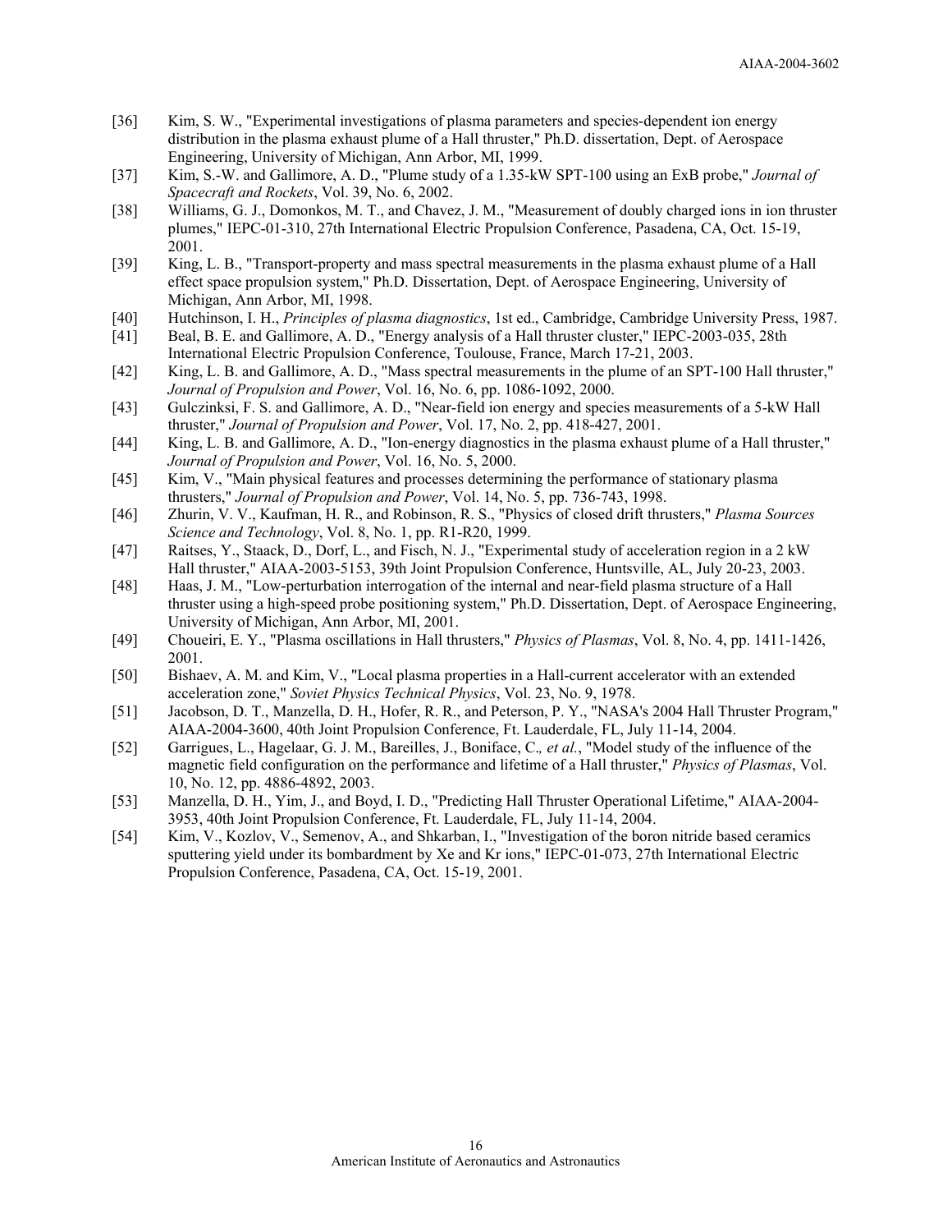[36] Kim, S. W., "Experimental investigations of plasma parameters and species-dependent ion energy distribution in the plasma exhaust plume of a Hall thruster," Ph.D. dissertation, Dept. of Aerospace Engineering, University of Michigan, Ann Arbor, MI, 1999.

[37] Kim, S.-W. and Gallimore, A. D., "Plume study of a 1.35-kW SPT-100 using an ExB probe," *Journal of Spacecraft and Rockets*, Vol. 39, No. 6, 2002.

[38] Williams, G. J., Domonkos, M. T., and Chavez, J. M., "Measurement of doubly charged ions in ion thruster plumes," IEPC-01-310, 27th International Electric Propulsion Conference, Pasadena, CA, Oct. 15-19, 2001.

[39] King, L. B., "Transport-property and mass spectral measurements in the plasma exhaust plume of a Hall effect space propulsion system," Ph.D. Dissertation, Dept. of Aerospace Engineering, University of Michigan, Ann Arbor, MI, 1998.

[40] Hutchinson, I. H., *Principles of plasma diagnostics*, 1st ed., Cambridge, Cambridge University Press, 1987.

[41] Beal, B. E. and Gallimore, A. D., "Energy analysis of a Hall thruster cluster," IEPC-2003-035, 28th International Electric Propulsion Conference, Toulouse, France, March 17-21, 2003.

[42] King, L. B. and Gallimore, A. D., "Mass spectral measurements in the plume of an SPT-100 Hall thruster," *Journal of Propulsion and Power*, Vol. 16, No. 6, pp. 1086-1092, 2000.

[43] Gulczinksi, F. S. and Gallimore, A. D., "Near-field ion energy and species measurements of a 5-kW Hall thruster," *Journal of Propulsion and Power*, Vol. 17, No. 2, pp. 418-427, 2001.

[44] King, L. B. and Gallimore, A. D., "Ion-energy diagnostics in the plasma exhaust plume of a Hall thruster," *Journal of Propulsion and Power*, Vol. 16, No. 5, 2000.

[45] Kim, V., "Main physical features and processes determining the performance of stationary plasma thrusters," *Journal of Propulsion and Power*, Vol. 14, No. 5, pp. 736-743, 1998.

[46] Zhurin, V. V., Kaufman, H. R., and Robinson, R. S., "Physics of closed drift thrusters," *Plasma Sources Science and Technology*, Vol. 8, No. 1, pp. R1-R20, 1999.

[47] Raitses, Y., Staack, D., Dorf, L., and Fisch, N. J., "Experimental study of acceleration region in a 2 kW Hall thruster," AIAA-2003-5153, 39th Joint Propulsion Conference, Huntsville, AL, July 20-23, 2003.

[48] Haas, J. M., "Low-perturbation interrogation of the internal and near-field plasma structure of a Hall thruster using a high-speed probe positioning system," Ph.D. Dissertation, Dept. of Aerospace Engineering, University of Michigan, Ann Arbor, MI, 2001.

[49] Choueiri, E. Y., "Plasma oscillations in Hall thrusters," *Physics of Plasmas*, Vol. 8, No. 4, pp. 1411-1426, 2001.

[50] Bishaev, A. M. and Kim, V., "Local plasma properties in a Hall-current accelerator with an extended acceleration zone," *Soviet Physics Technical Physics*, Vol. 23, No. 9, 1978.

[51] Jacobson, D. T., Manzella, D. H., Hofer, R. R., and Peterson, P. Y., "NASA's 2004 Hall Thruster Program," AIAA-2004-3600, 40th Joint Propulsion Conference, Ft. Lauderdale, FL, July 11-14, 2004.

[52] Garrigues, L., Hagelaar, G. J. M., Bareilles, J., Boniface, C., *et al.*, "Model study of the influence of the magnetic field configuration on the performance and lifetime of a Hall thruster," *Physics of Plasmas*, Vol. 10, No. 12, pp. 4886-4892, 2003.

[53] Manzella, D. H., Yim, J., and Boyd, I. D., "Predicting Hall Thruster Operational Lifetime," AIAA-2004-3953, 40th Joint Propulsion Conference, Ft. Lauderdale, FL, July 11-14, 2004.

[54] Kim, V., Kozlov, V., Semenov, A., and Shkarban, I., "Investigation of the boron nitride based ceramics sputtering yield under its bombardment by Xe and Kr ions," IEPC-01-073, 27th International Electric Propulsion Conference, Pasadena, CA, Oct. 15-19, 2001.